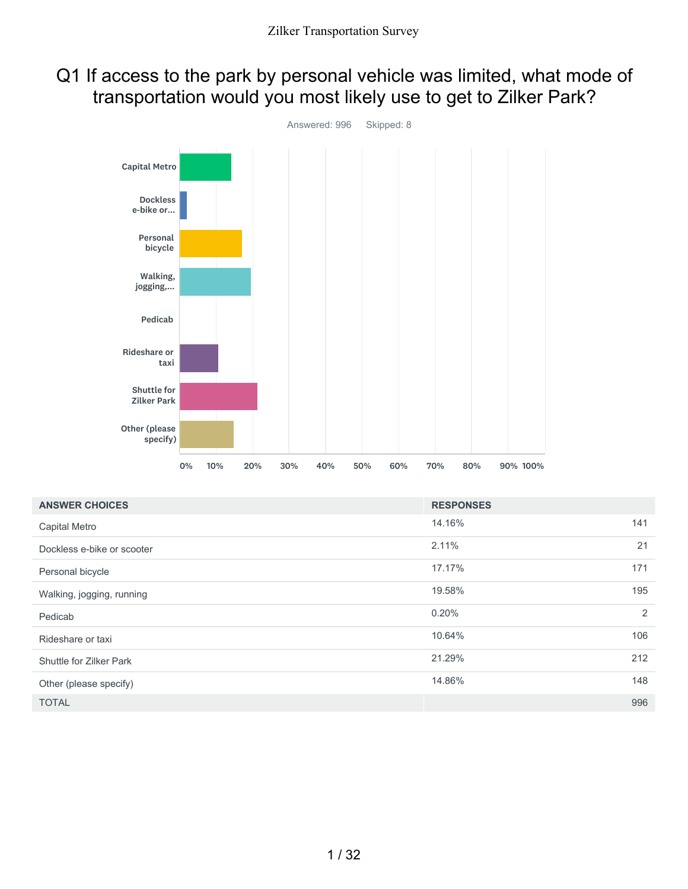# Zilker Transportation Survey

## Q1 If access to the park by personal vehicle was limited, what mode of transportation would you most likely use to get to Zilker Park?

Answered: 996 Skipped: 8

| ANSWER CHOICES | RESPONSES | |
|---|---|---|
| Capital Metro | 14.16% | 141 |
| Dockless e-bike or scooter | 2.11% | 21 |
| Personal bicycle | 17.17% | 171 |
| Walking, jogging, running | 19.58% | 195 |
| Pedicab | 0.20% | 2 |
| Rideshare or taxi | 10.64% | 106 |
| Shuttle for Zilker Park | 21.29% | 212 |
| Other (please specify) | 14.86% | 148 |
| TOTAL | | 996 |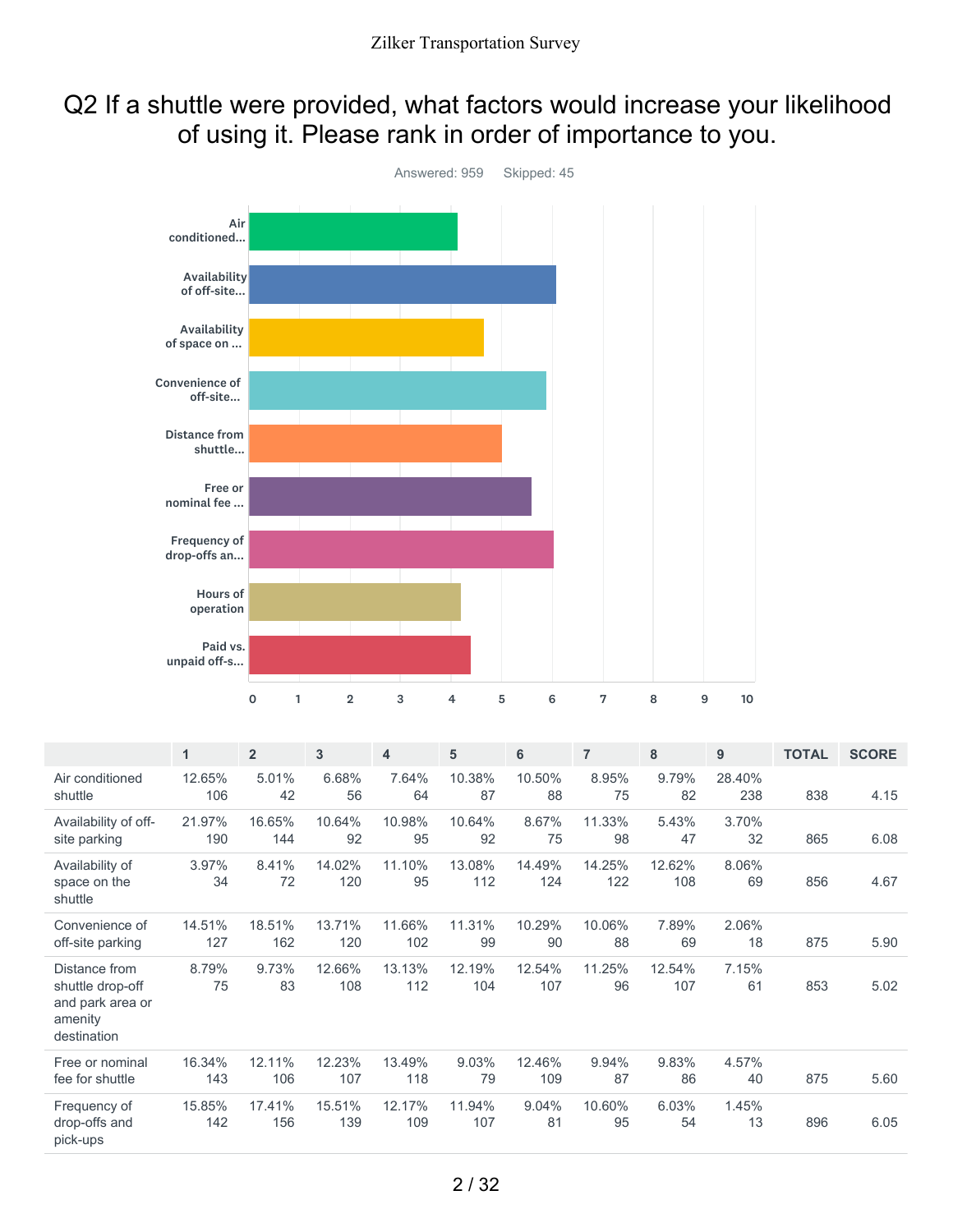## Q2 If a shuttle were provided, what factors would increase your likelihood of using it. Please rank in order of importance to you.

Answered: 959 Skipped: 45

| | 1 | 2 | 3 | 4 | 5 | 6 | 7 | 8 | 9 | TOTAL | SCORE |
|---|---|---|---|---|---|---|---|---|---|---|---|
| Air conditioned shuttle | 12.65% 106 | 5.01% 42 | 6.68% 56 | 7.64% 64 | 10.38% 87 | 10.50% 88 | 8.95% 75 | 9.79% 82 | 28.40% 238 | 838 | 4.15 |
| Availability of off-site parking | 21.97% 190 | 16.65% 144 | 10.64% 92 | 10.98% 95 | 10.64% 92 | 8.67% 75 | 11.33% 98 | 5.43% 47 | 3.70% 32 | 865 | 6.08 |
| Availability of space on the shuttle | 3.97% 34 | 8.41% 72 | 14.02% 120 | 11.10% 95 | 13.08% 112 | 14.49% 124 | 14.25% 122 | 12.62% 108 | 8.06% 69 | 856 | 4.67 |
| Convenience of off-site parking | 14.51% 127 | 18.51% 162 | 13.71% 120 | 11.66% 102 | 11.31% 99 | 10.29% 90 | 10.06% 88 | 7.89% 69 | 2.06% 18 | 875 | 5.90 |
| Distance from shuttle drop-off and park area or amenity destination | 8.79% 75 | 9.73% 83 | 12.66% 108 | 13.13% 112 | 12.19% 104 | 12.54% 107 | 11.25% 96 | 12.54% 107 | 7.15% 61 | 853 | 5.02 |
| Free or nominal fee for shuttle | 16.34% 143 | 12.11% 106 | 12.23% 107 | 13.49% 118 | 9.03% 79 | 12.46% 109 | 9.94% 87 | 9.83% 86 | 4.57% 40 | 875 | 5.60 |
| Frequency of drop-offs and pick-ups | 15.85% 142 | 17.41% 156 | 15.51% 139 | 12.17% 109 | 11.94% 107 | 9.04% 81 | 10.60% 95 | 6.03% 54 | 1.45% 13 | 896 | 6.05 |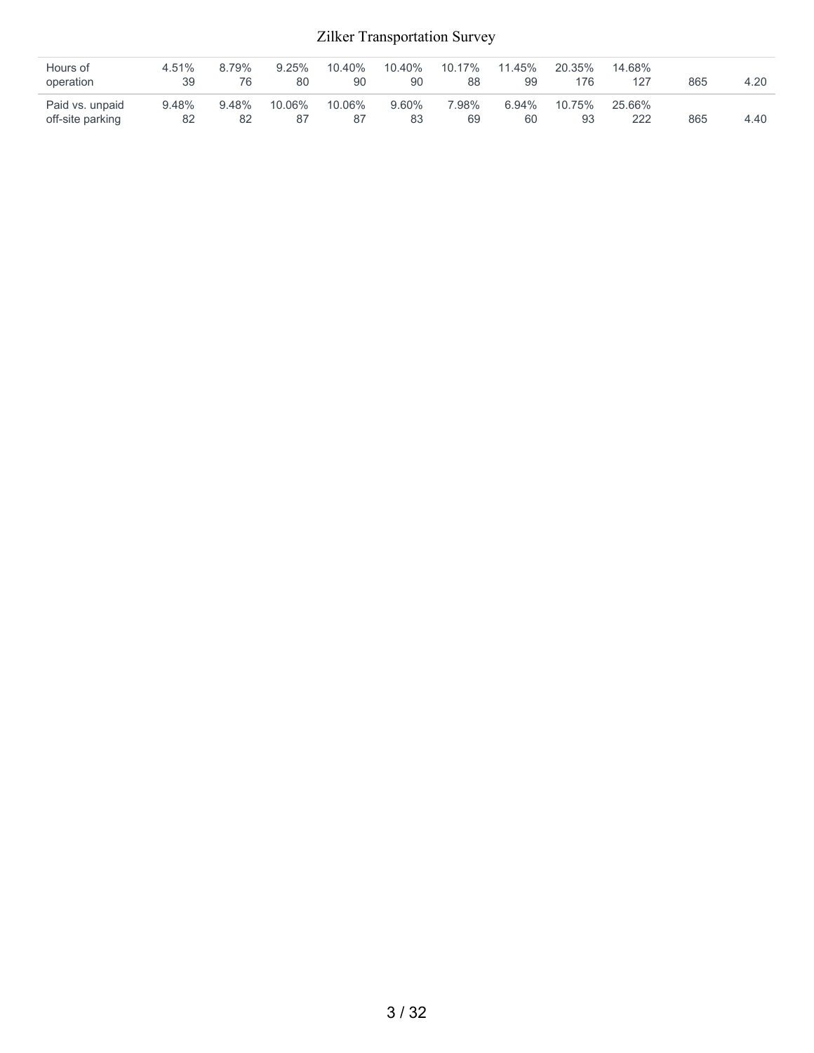|  |  |  |  |  |  |  |  |  |  |  |  |
|---|---|---|---|---|---|---|---|---|---|---|---|
| Hours of operation | 4.51%<br>39 | 8.79%<br>76 | 9.25%<br>80 | 10.40%<br>90 | 10.40%<br>90 | 10.17%<br>88 | 11.45%<br>99 | 20.35%<br>176 | 14.68%<br>127 | 865 | 4.20 |
| Paid vs. unpaid off-site parking | 9.48%<br>82 | 9.48%<br>82 | 10.06%<br>87 | 10.06%<br>87 | 9.60%<br>83 | 7.98%<br>69 | 6.94%<br>60 | 10.75%<br>93 | 25.66%<br>222 | 865 | 4.40 |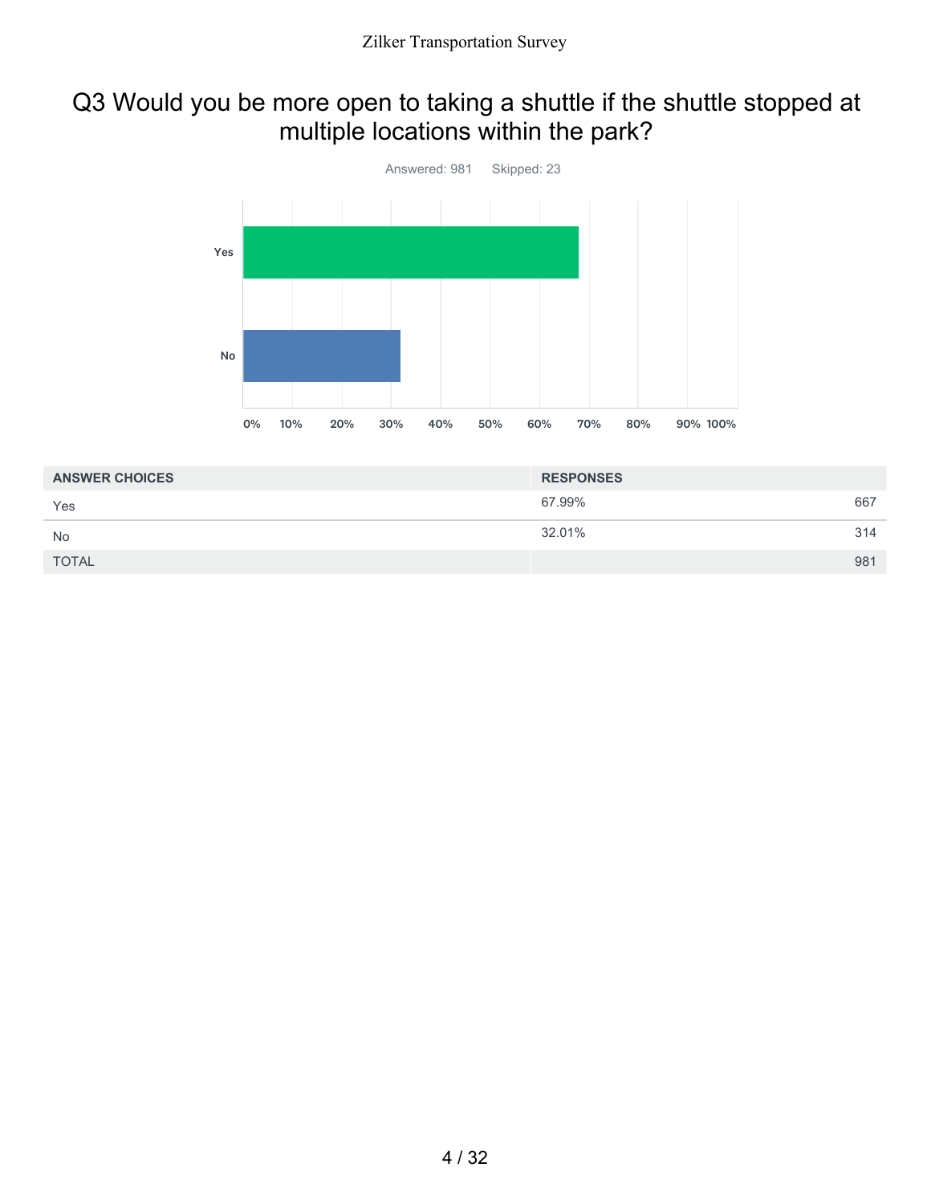## Q3 Would you be more open to taking a shuttle if the shuttle stopped at multiple locations within the park?

Answered: 981 Skipped: 23

| ANSWER CHOICES | RESPONSES | |
|---|---|---|
| Yes | 67.99% | 667 |
| No | 32.01% | 314 |
| TOTAL | | 981 |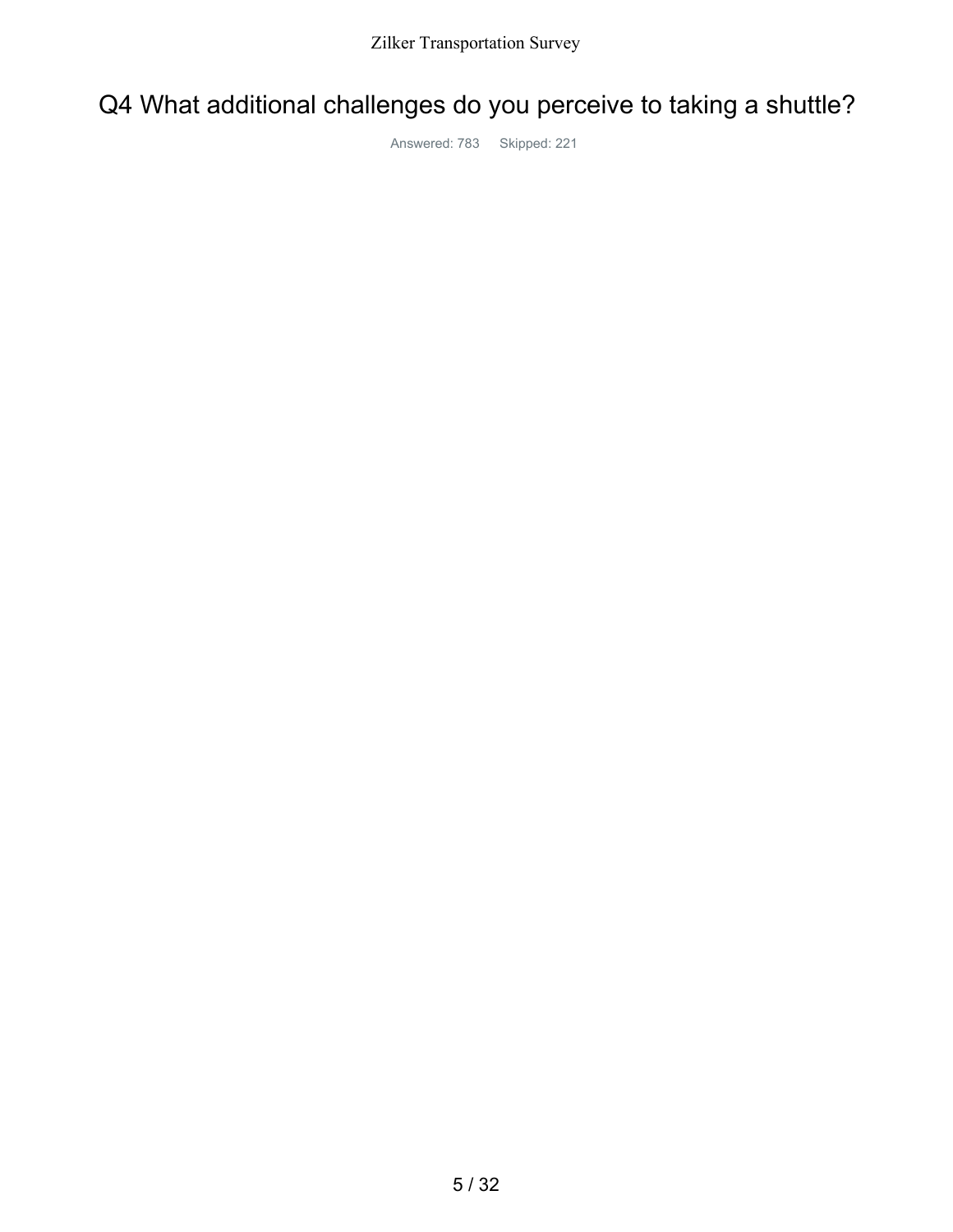# Q4 What additional challenges do you perceive to taking a shuttle?

Answered: 783 Skipped: 221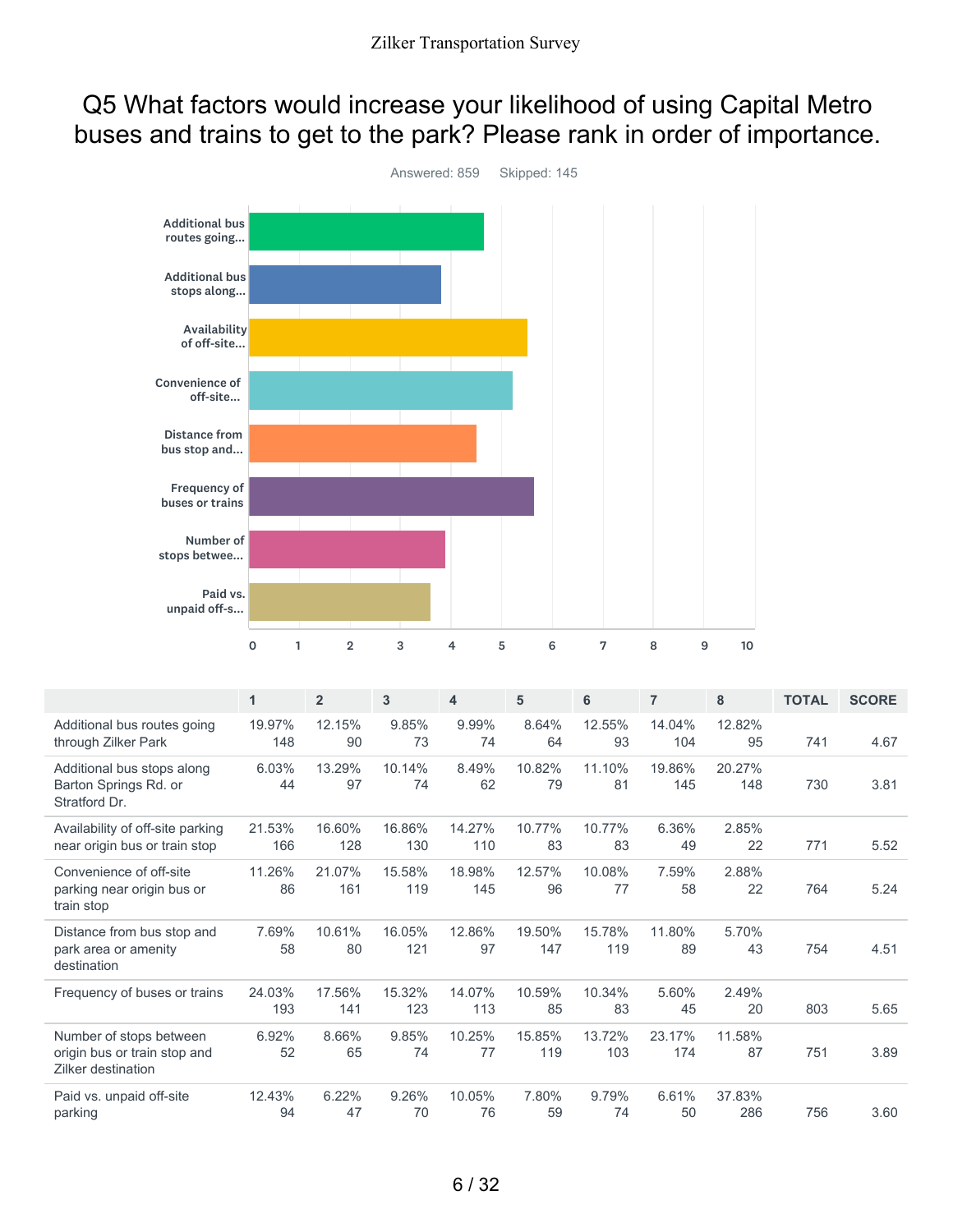# Q5 What factors would increase your likelihood of using Capital Metro buses and trains to get to the park? Please rank in order of importance.

Answered: 859 Skipped: 145

| | 1 | 2 | 3 | 4 | 5 | 6 | 7 | 8 | TOTAL | SCORE |
|---|---|---|---|---|---|---|---|---|---|---|
| Additional bus routes going through Zilker Park | 19.97% 148 | 12.15% 90 | 9.85% 73 | 9.99% 74 | 8.64% 64 | 12.55% 93 | 14.04% 104 | 12.82% 95 | 741 | 4.67 |
| Additional bus stops along Barton Springs Rd. or Stratford Dr. | 6.03% 44 | 13.29% 97 | 10.14% 74 | 8.49% 62 | 10.82% 79 | 11.10% 81 | 19.86% 145 | 20.27% 148 | 730 | 3.81 |
| Availability of off-site parking near origin bus or train stop | 21.53% 166 | 16.60% 128 | 16.86% 130 | 14.27% 110 | 10.77% 83 | 10.77% 83 | 6.36% 49 | 2.85% 22 | 771 | 5.52 |
| Convenience of off-site parking near origin bus or train stop | 11.26% 86 | 21.07% 161 | 15.58% 119 | 18.98% 145 | 12.57% 96 | 10.08% 77 | 7.59% 58 | 2.88% 22 | 764 | 5.24 |
| Distance from bus stop and park area or amenity destination | 7.69% 58 | 10.61% 80 | 16.05% 121 | 12.86% 97 | 19.50% 147 | 15.78% 119 | 11.80% 89 | 5.70% 43 | 754 | 4.51 |
| Frequency of buses or trains | 24.03% 193 | 17.56% 141 | 15.32% 123 | 14.07% 113 | 10.59% 85 | 10.34% 83 | 5.60% 45 | 2.49% 20 | 803 | 5.65 |
| Number of stops between origin bus or train stop and Zilker destination | 6.92% 52 | 8.66% 65 | 9.85% 74 | 10.25% 77 | 15.85% 119 | 13.72% 103 | 23.17% 174 | 11.58% 87 | 751 | 3.89 |
| Paid vs. unpaid off-site parking | 12.43% 94 | 6.22% 47 | 9.26% 70 | 10.05% 76 | 7.80% 59 | 9.79% 74 | 6.61% 50 | 37.83% 286 | 756 | 3.60 |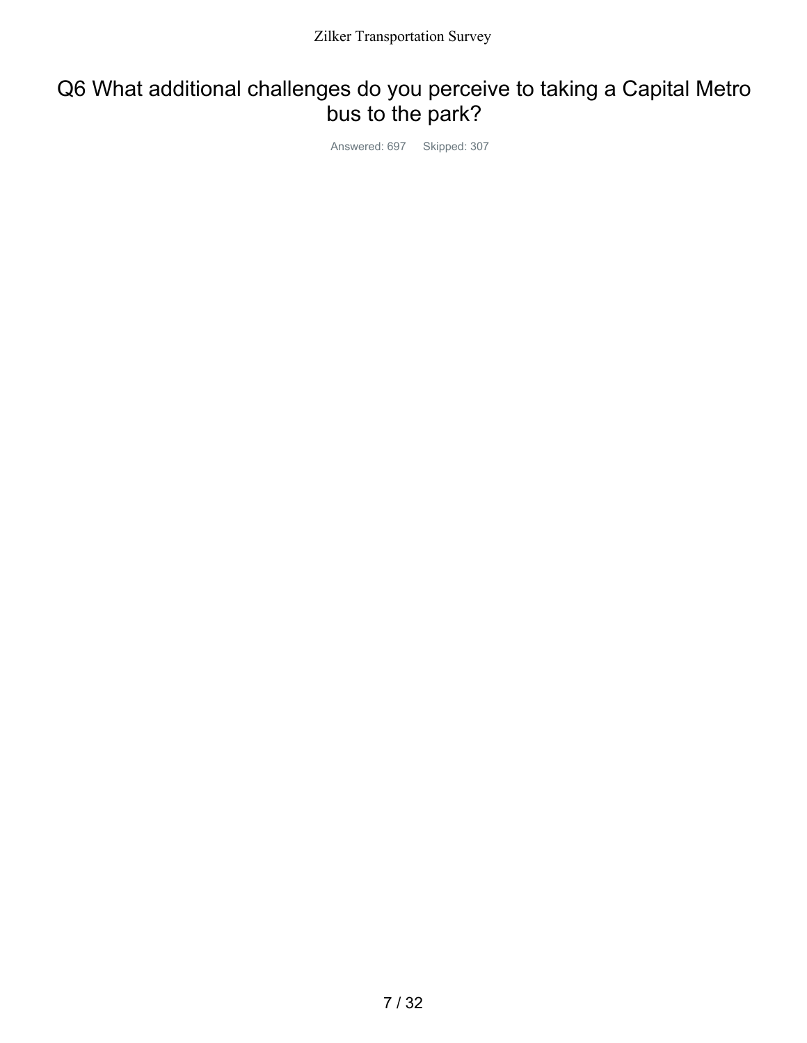# Q6 What additional challenges do you perceive to taking a Capital Metro bus to the park?

Answered: 697 Skipped: 307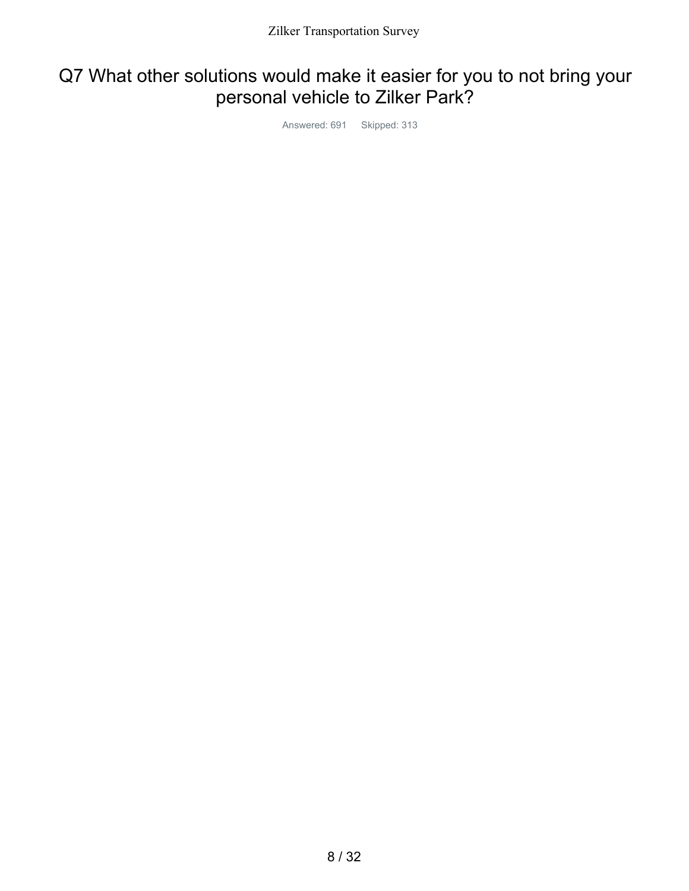# Q7 What other solutions would make it easier for you to not bring your personal vehicle to Zilker Park?

Answered: 691 Skipped: 313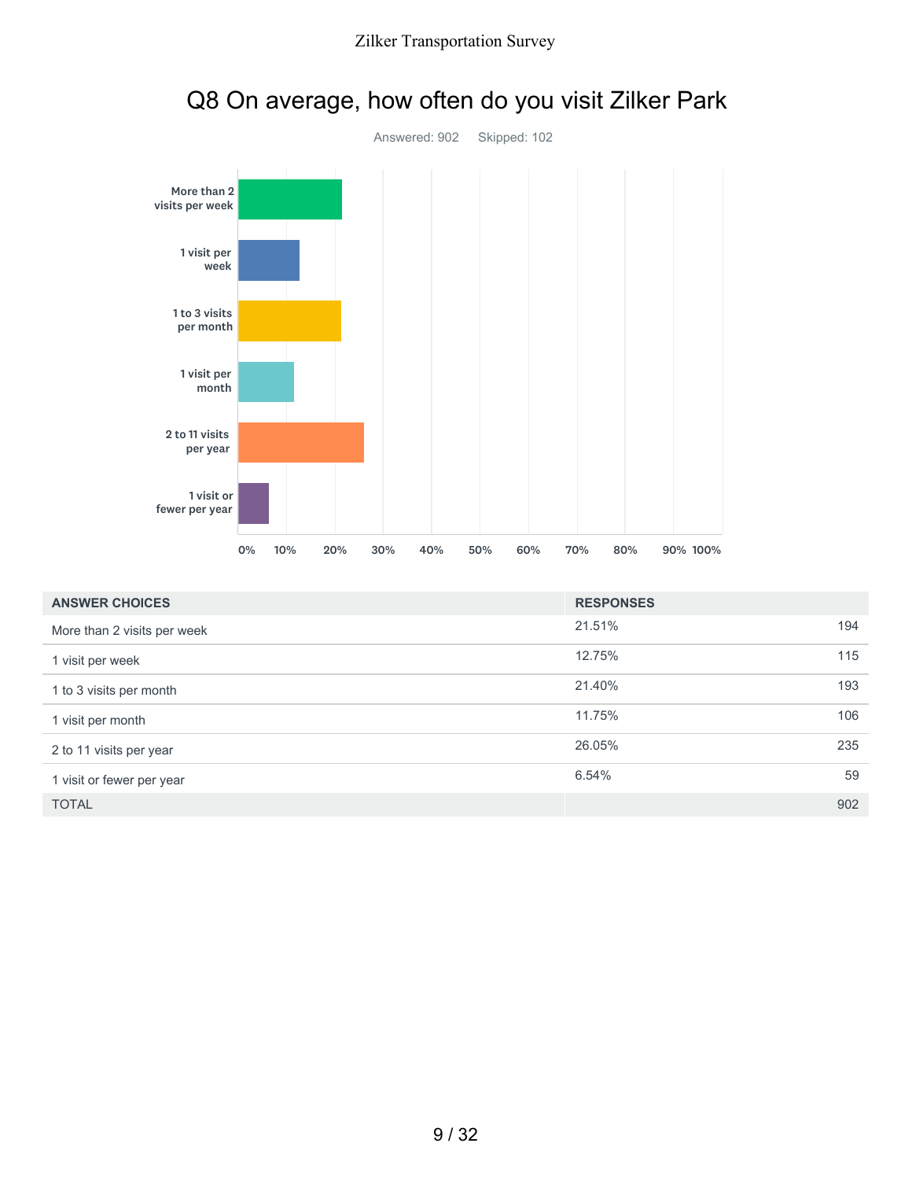# Q8 On average, how often do you visit Zilker Park

Answered: 902 Skipped: 102

| ANSWER CHOICES | RESPONSES | |
|---|---|---|
| More than 2 visits per week | 21.51% | 194 |
| 1 visit per week | 12.75% | 115 |
| 1 to 3 visits per month | 21.40% | 193 |
| 1 visit per month | 11.75% | 106 |
| 2 to 11 visits per year | 26.05% | 235 |
| 1 visit or fewer per year | 6.54% | 59 |
| TOTAL | | 902 |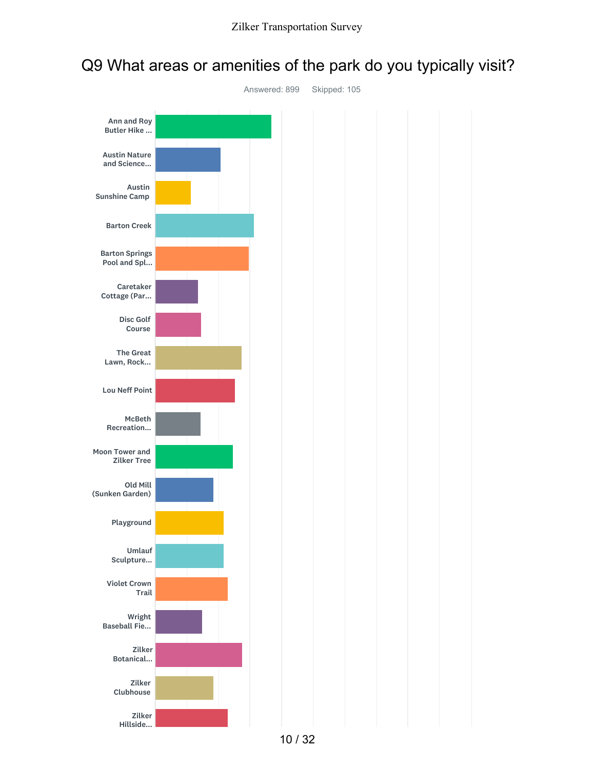## Q9 What areas or amenities of the park do you typically visit?

Answered: 899 Skipped: 105

- Ann and Roy Butler Hike ...
- Austin Nature and Science...
- Austin Sunshine Camp
- Barton Creek
- Barton Springs Pool and Spl...
- Caretaker Cottage (Par...
- Disc Golf Course
- The Great Lawn, Rock...
- Lou Neff Point
- McBeth Recreation...
- Moon Tower and Zilker Tree
- Old Mill (Sunken Garden)
- Playground
- Umlauf Sculpture...
- Violet Crown Trail
- Wright Baseball Fie...
- Zilker Botanical...
- Zilker Clubhouse
- Zilker Hillside...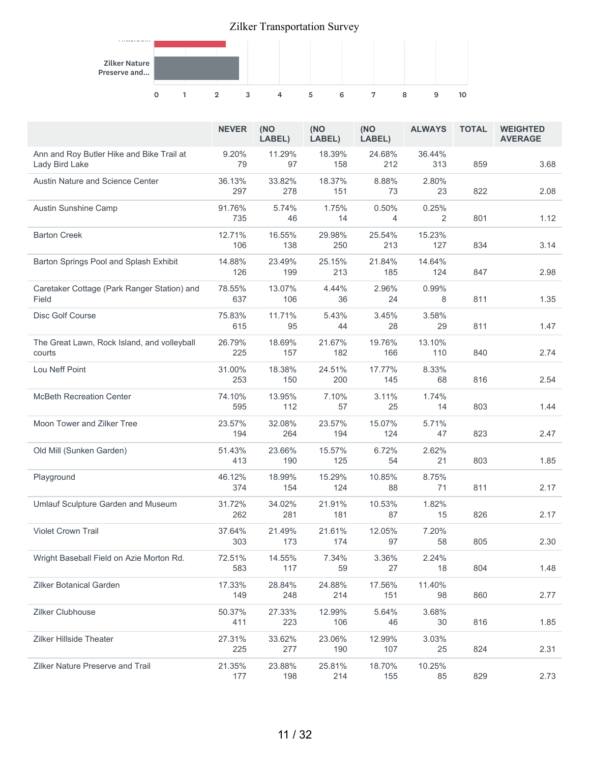| | NEVER | (NO LABEL) | (NO LABEL) | (NO LABEL) | ALWAYS | TOTAL | WEIGHTED AVERAGE |
|---|---|---|---|---|---|---|---|
| Ann and Roy Butler Hike and Bike Trail at Lady Bird Lake | 9.20% 79 | 11.29% 97 | 18.39% 158 | 24.68% 212 | 36.44% 313 | 859 | 3.68 |
| Austin Nature and Science Center | 36.13% 297 | 33.82% 278 | 18.37% 151 | 8.88% 73 | 2.80% 23 | 822 | 2.08 |
| Austin Sunshine Camp | 91.76% 735 | 5.74% 46 | 1.75% 14 | 0.50% 4 | 0.25% 2 | 801 | 1.12 |
| Barton Creek | 12.71% 106 | 16.55% 138 | 29.98% 250 | 25.54% 213 | 15.23% 127 | 834 | 3.14 |
| Barton Springs Pool and Splash Exhibit | 14.88% 126 | 23.49% 199 | 25.15% 213 | 21.84% 185 | 14.64% 124 | 847 | 2.98 |
| Caretaker Cottage (Park Ranger Station) and Field | 78.55% 637 | 13.07% 106 | 4.44% 36 | 2.96% 24 | 0.99% 8 | 811 | 1.35 |
| Disc Golf Course | 75.83% 615 | 11.71% 95 | 5.43% 44 | 3.45% 28 | 3.58% 29 | 811 | 1.47 |
| The Great Lawn, Rock Island, and volleyball courts | 26.79% 225 | 18.69% 157 | 21.67% 182 | 19.76% 166 | 13.10% 110 | 840 | 2.74 |
| Lou Neff Point | 31.00% 253 | 18.38% 150 | 24.51% 200 | 17.77% 145 | 8.33% 68 | 816 | 2.54 |
| McBeth Recreation Center | 74.10% 595 | 13.95% 112 | 7.10% 57 | 3.11% 25 | 1.74% 14 | 803 | 1.44 |
| Moon Tower and Zilker Tree | 23.57% 194 | 32.08% 264 | 23.57% 194 | 15.07% 124 | 5.71% 47 | 823 | 2.47 |
| Old Mill (Sunken Garden) | 51.43% 413 | 23.66% 190 | 15.57% 125 | 6.72% 54 | 2.62% 21 | 803 | 1.85 |
| Playground | 46.12% 374 | 18.99% 154 | 15.29% 124 | 10.85% 88 | 8.75% 71 | 811 | 2.17 |
| Umlauf Sculpture Garden and Museum | 31.72% 262 | 34.02% 281 | 21.91% 181 | 10.53% 87 | 1.82% 15 | 826 | 2.17 |
| Violet Crown Trail | 37.64% 303 | 21.49% 173 | 21.61% 174 | 12.05% 97 | 7.20% 58 | 805 | 2.30 |
| Wright Baseball Field on Azie Morton Rd. | 72.51% 583 | 14.55% 117 | 7.34% 59 | 3.36% 27 | 2.24% 18 | 804 | 1.48 |
| Zilker Botanical Garden | 17.33% 149 | 28.84% 248 | 24.88% 214 | 17.56% 151 | 11.40% 98 | 860 | 2.77 |
| Zilker Clubhouse | 50.37% 411 | 27.33% 223 | 12.99% 106 | 5.64% 46 | 3.68% 30 | 816 | 1.85 |
| Zilker Hillside Theater | 27.31% 225 | 33.62% 277 | 23.06% 190 | 12.99% 107 | 3.03% 25 | 824 | 2.31 |
| Zilker Nature Preserve and Trail | 21.35% 177 | 23.88% 198 | 25.81% 214 | 18.70% 155 | 10.25% 85 | 829 | 2.73 |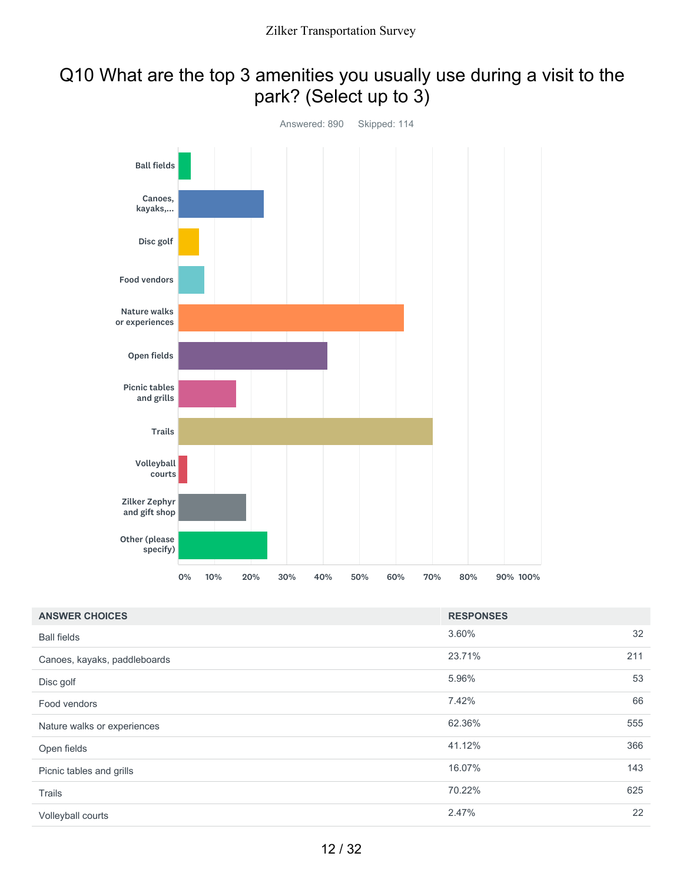# Q10 What are the top 3 amenities you usually use during a visit to the park? (Select up to 3)

Answered: 890 Skipped: 114

| ANSWER CHOICES | RESPONSES | |
|---|---|---|
| Ball fields | 3.60% | 32 |
| Canoes, kayaks, paddleboards | 23.71% | 211 |
| Disc golf | 5.96% | 53 |
| Food vendors | 7.42% | 66 |
| Nature walks or experiences | 62.36% | 555 |
| Open fields | 41.12% | 366 |
| Picnic tables and grills | 16.07% | 143 |
| Trails | 70.22% | 625 |
| Volleyball courts | 2.47% | 22 |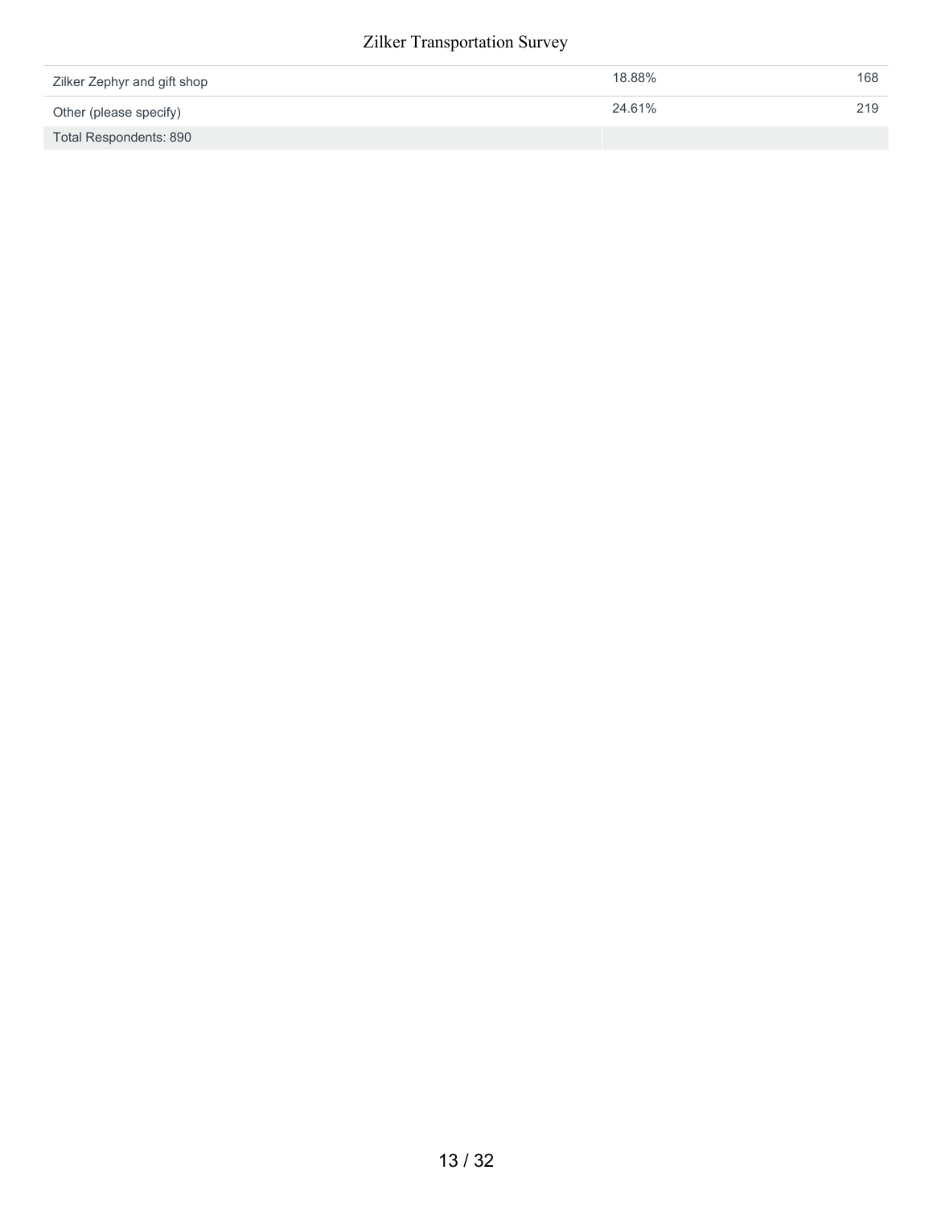| | | |
|---|---|---|
| Zilker Zephyr and gift shop | 18.88% | 168 |
| Other (please specify) | 24.61% | 219 |
| Total Respondents: 890 | | |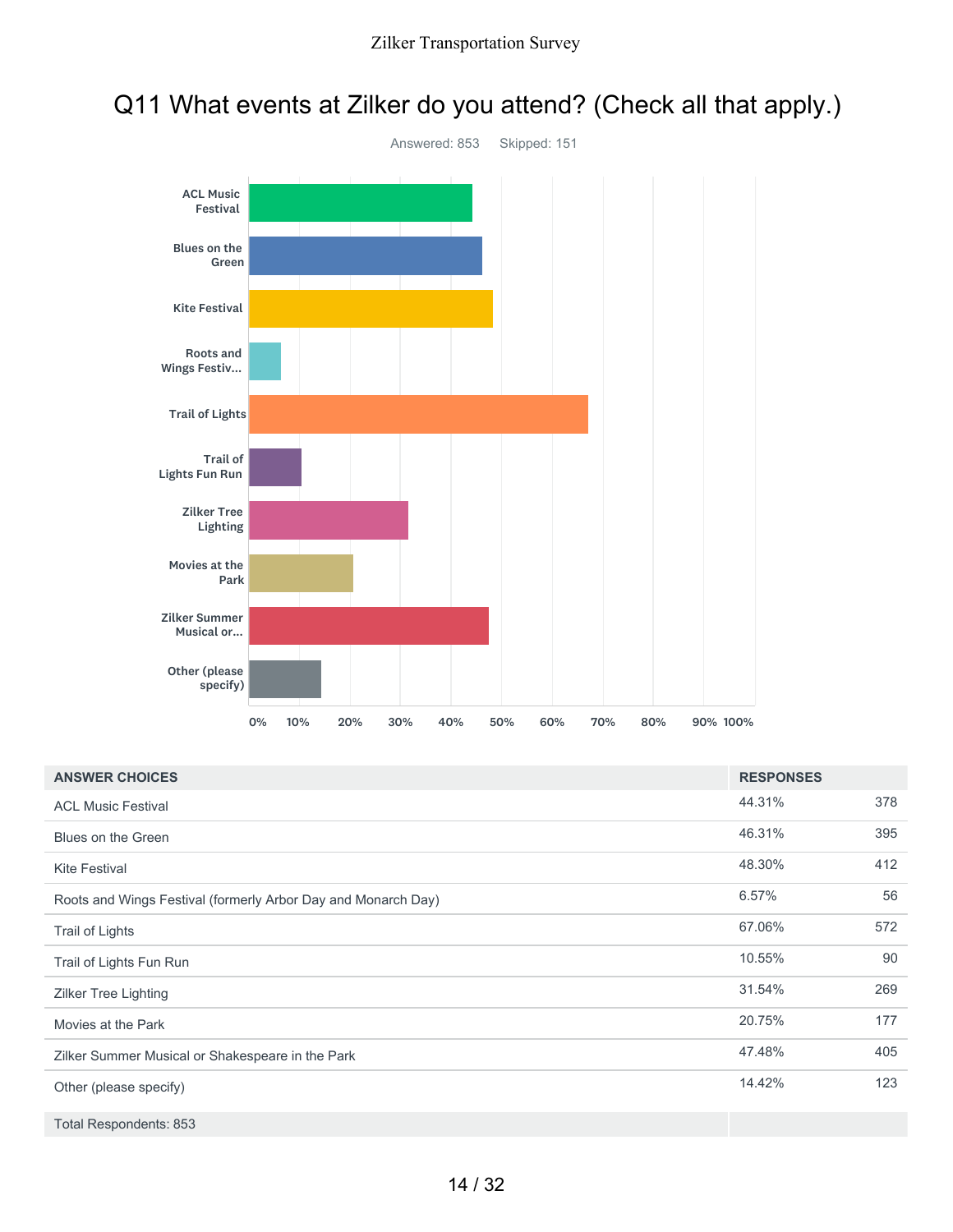# Q11 What events at Zilker do you attend? (Check all that apply.)

Answered: 853 Skipped: 151

| ANSWER CHOICES | RESPONSES | |
|---|---|---|
| ACL Music Festival | 44.31% | 378 |
| Blues on the Green | 46.31% | 395 |
| Kite Festival | 48.30% | 412 |
| Roots and Wings Festival (formerly Arbor Day and Monarch Day) | 6.57% | 56 |
| Trail of Lights | 67.06% | 572 |
| Trail of Lights Fun Run | 10.55% | 90 |
| Zilker Tree Lighting | 31.54% | 269 |
| Movies at the Park | 20.75% | 177 |
| Zilker Summer Musical or Shakespeare in the Park | 47.48% | 405 |
| Other (please specify) | 14.42% | 123 |
| Total Respondents: 853 | | |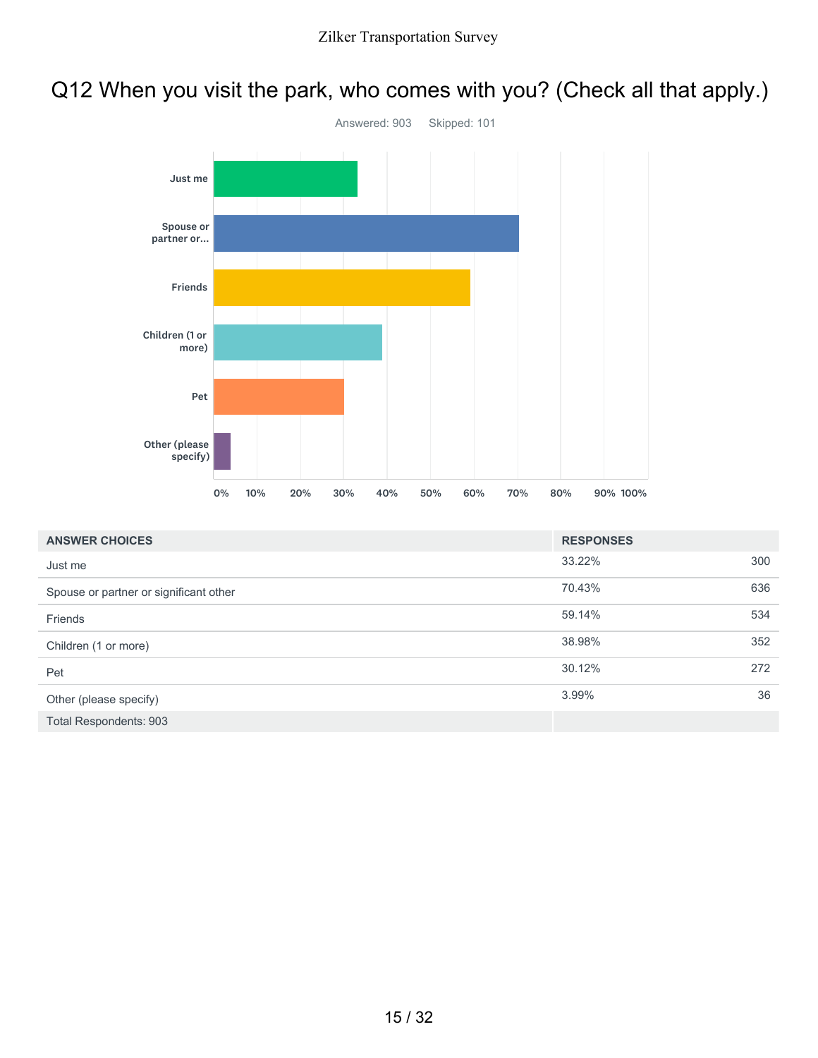# Q12 When you visit the park, who comes with you? (Check all that apply.)

Answered: 903 Skipped: 101

| ANSWER CHOICES | RESPONSES | |
|---|---|---|
| Just me | 33.22% | 300 |
| Spouse or partner or significant other | 70.43% | 636 |
| Friends | 59.14% | 534 |
| Children (1 or more) | 38.98% | 352 |
| Pet | 30.12% | 272 |
| Other (please specify) | 3.99% | 36 |
| Total Respondents: 903 | | |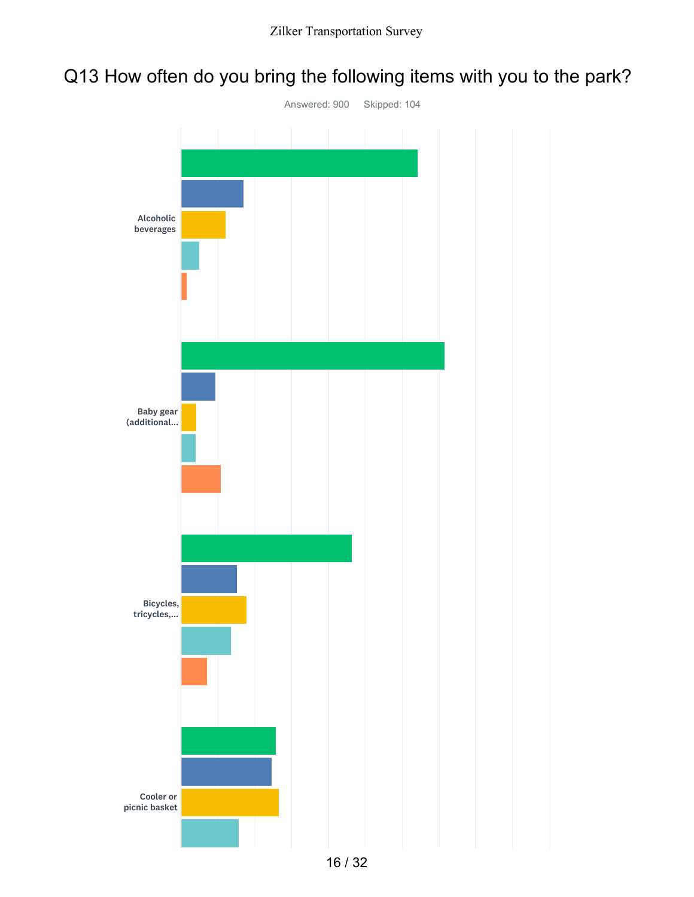# Q13 How often do you bring the following items with you to the park?

Answered: 900 Skipped: 104

Alcoholic beverages

Baby gear (additional...

Bicycles, tricycles,...

Cooler or picnic basket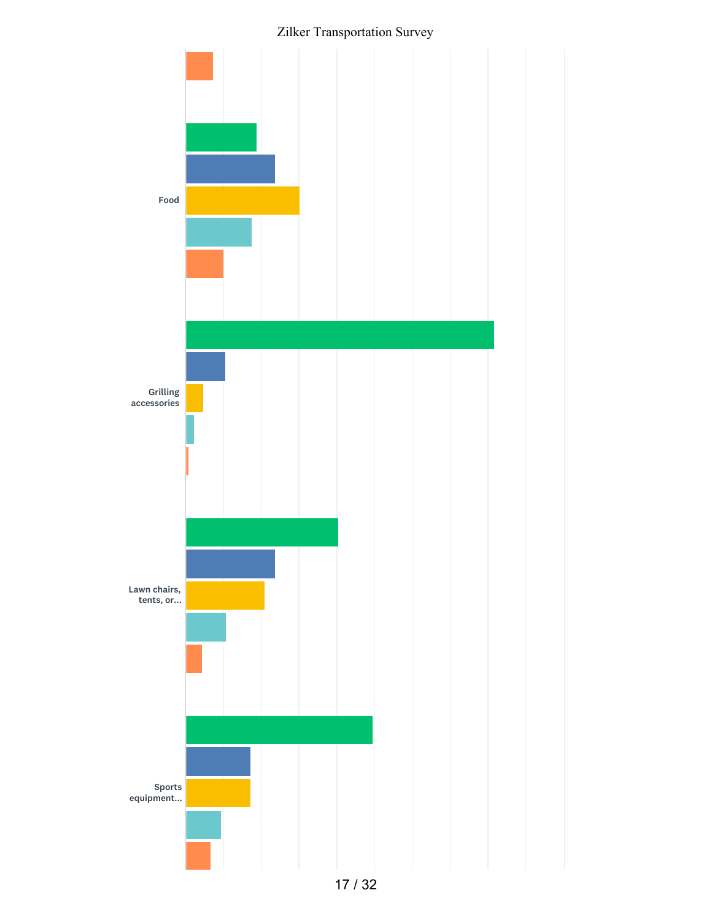Food

Grilling accessories

Lawn chairs, tents, or...

Sports equipment...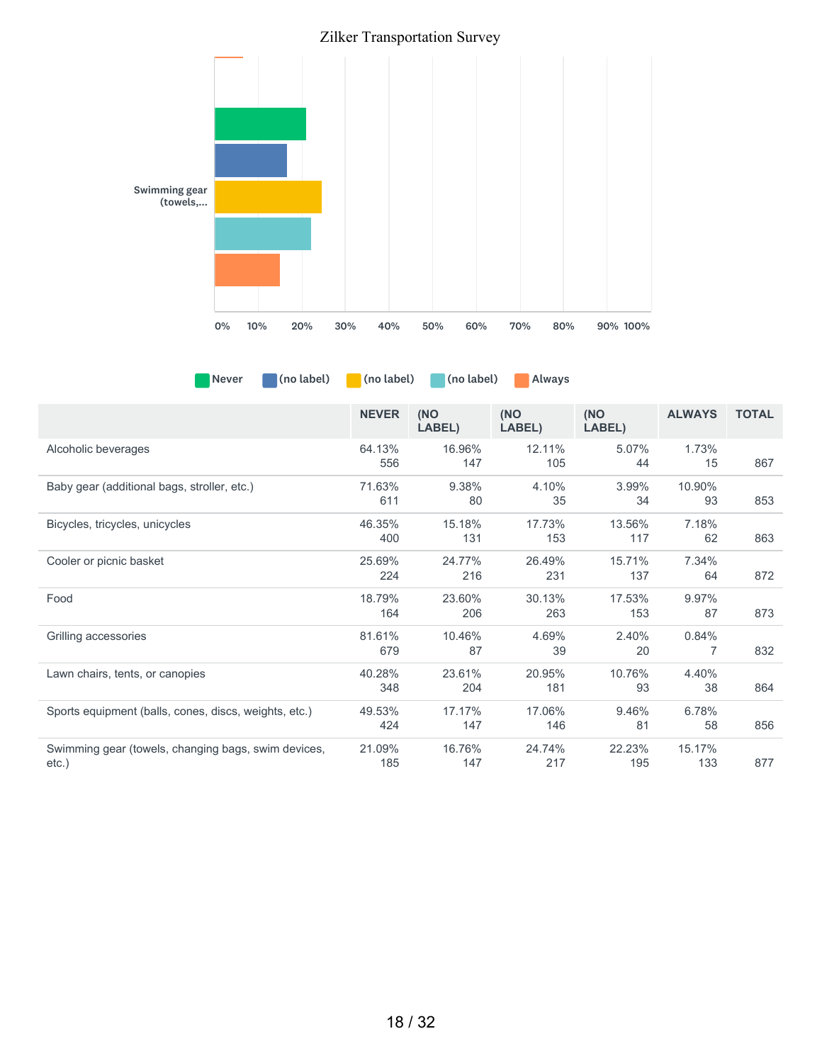| | NEVER | (NO LABEL) | (NO LABEL) | (NO LABEL) | ALWAYS | TOTAL |
|---|---|---|---|---|---|---|
| Alcoholic beverages | 64.13%<br>556 | 16.96%<br>147 | 12.11%<br>105 | 5.07%<br>44 | 1.73%<br>15 | 867 |
| Baby gear (additional bags, stroller, etc.) | 71.63%<br>611 | 9.38%<br>80 | 4.10%<br>35 | 3.99%<br>34 | 10.90%<br>93 | 853 |
| Bicycles, tricycles, unicycles | 46.35%<br>400 | 15.18%<br>131 | 17.73%<br>153 | 13.56%<br>117 | 7.18%<br>62 | 863 |
| Cooler or picnic basket | 25.69%<br>224 | 24.77%<br>216 | 26.49%<br>231 | 15.71%<br>137 | 7.34%<br>64 | 872 |
| Food | 18.79%<br>164 | 23.60%<br>206 | 30.13%<br>263 | 17.53%<br>153 | 9.97%<br>87 | 873 |
| Grilling accessories | 81.61%<br>679 | 10.46%<br>87 | 4.69%<br>39 | 2.40%<br>20 | 0.84%<br>7 | 832 |
| Lawn chairs, tents, or canopies | 40.28%<br>348 | 23.61%<br>204 | 20.95%<br>181 | 10.76%<br>93 | 4.40%<br>38 | 864 |
| Sports equipment (balls, cones, discs, weights, etc.) | 49.53%<br>424 | 17.17%<br>147 | 17.06%<br>146 | 9.46%<br>81 | 6.78%<br>58 | 856 |
| Swimming gear (towels, changing bags, swim devices, etc.) | 21.09%<br>185 | 16.76%<br>147 | 24.74%<br>217 | 22.23%<br>195 | 15.17%<br>133 | 877 |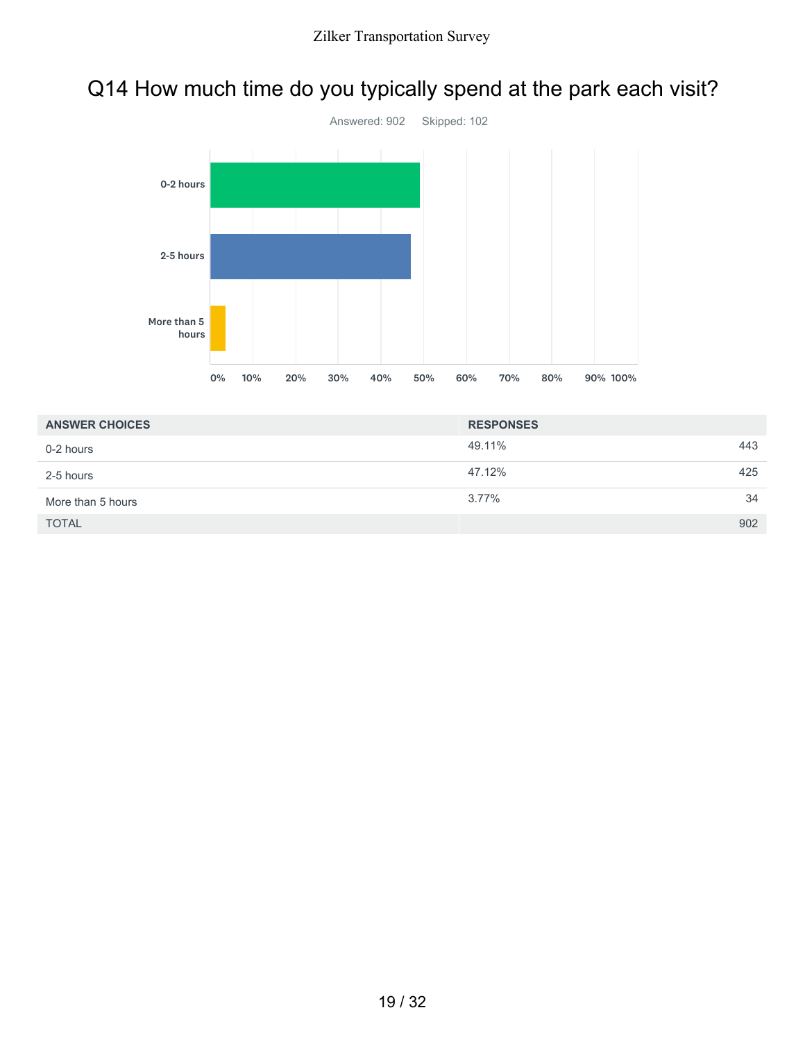# Q14 How much time do you typically spend at the park each visit?

Answered: 902 Skipped: 102

| ANSWER CHOICES | RESPONSES | |
|---|---|---|
| 0-2 hours | 49.11% | 443 |
| 2-5 hours | 47.12% | 425 |
| More than 5 hours | 3.77% | 34 |
| TOTAL | | 902 |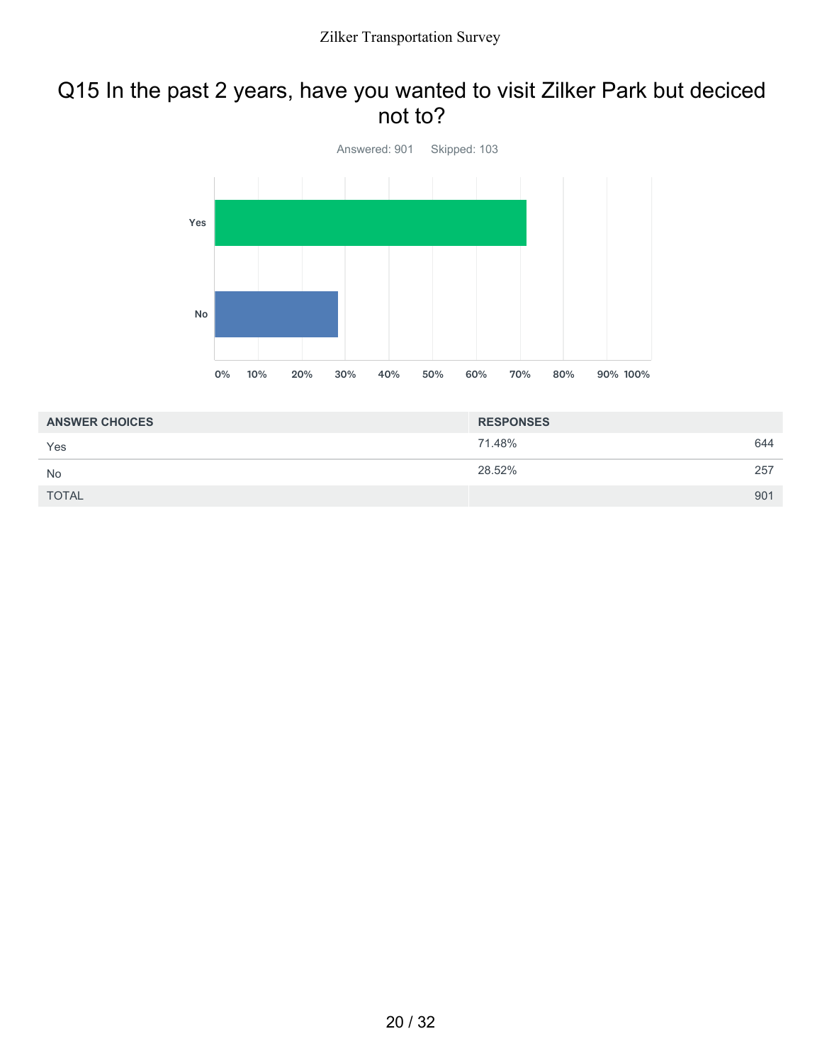## Q15 In the past 2 years, have you wanted to visit Zilker Park but deciced not to?

Answered: 901 Skipped: 103

| ANSWER CHOICES | RESPONSES | |
|---|---|---|
| Yes | 71.48% | 644 |
| No | 28.52% | 257 |
| TOTAL | | 901 |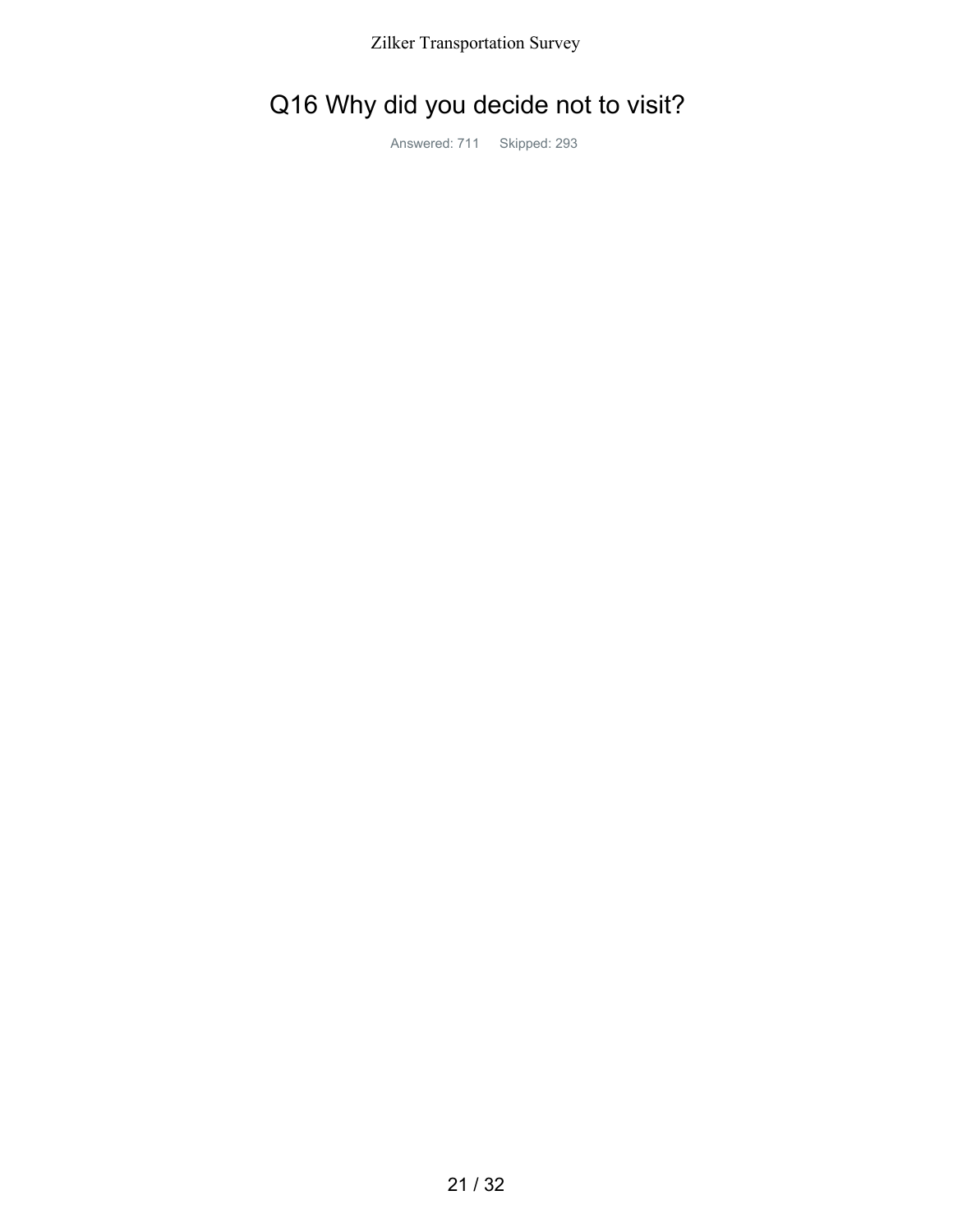# Q16 Why did you decide not to visit?

Answered: 711 Skipped: 293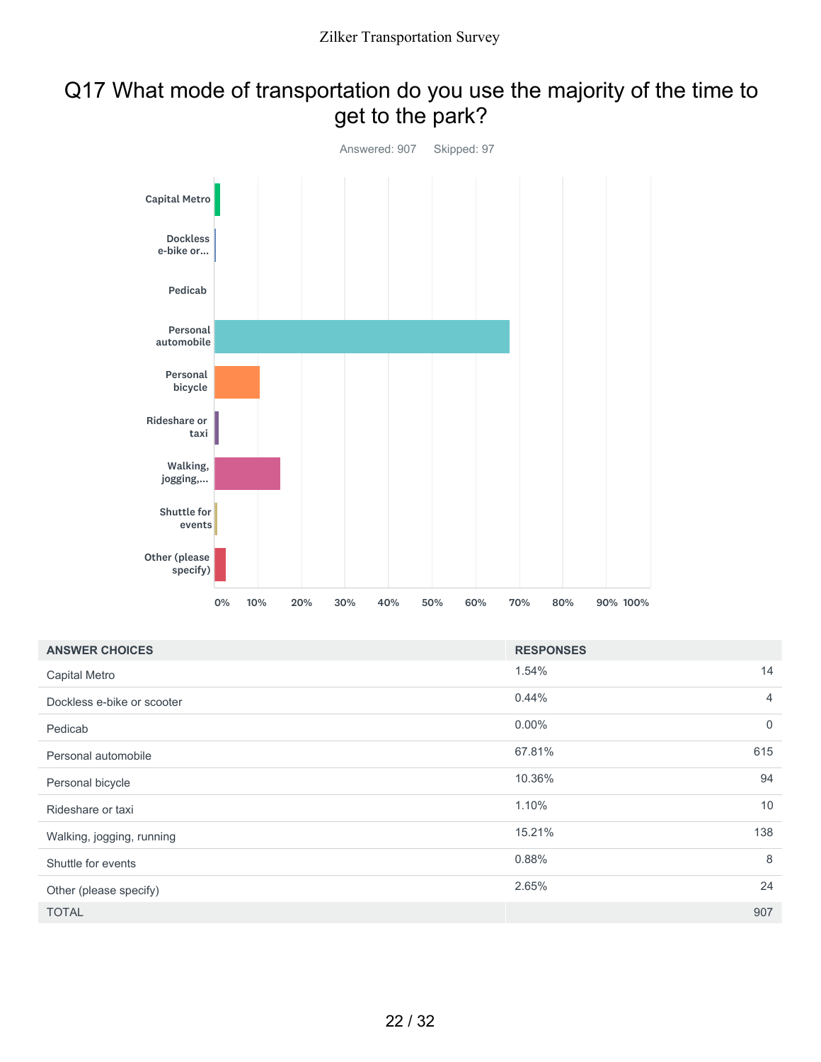# Q17 What mode of transportation do you use the majority of the time to get to the park?

Answered: 907 Skipped: 97

| ANSWER CHOICES | RESPONSES | |
|---|---|---|
| Capital Metro | 1.54% | 14 |
| Dockless e-bike or scooter | 0.44% | 4 |
| Pedicab | 0.00% | 0 |
| Personal automobile | 67.81% | 615 |
| Personal bicycle | 10.36% | 94 |
| Rideshare or taxi | 1.10% | 10 |
| Walking, jogging, running | 15.21% | 138 |
| Shuttle for events | 0.88% | 8 |
| Other (please specify) | 2.65% | 24 |
| TOTAL | | 907 |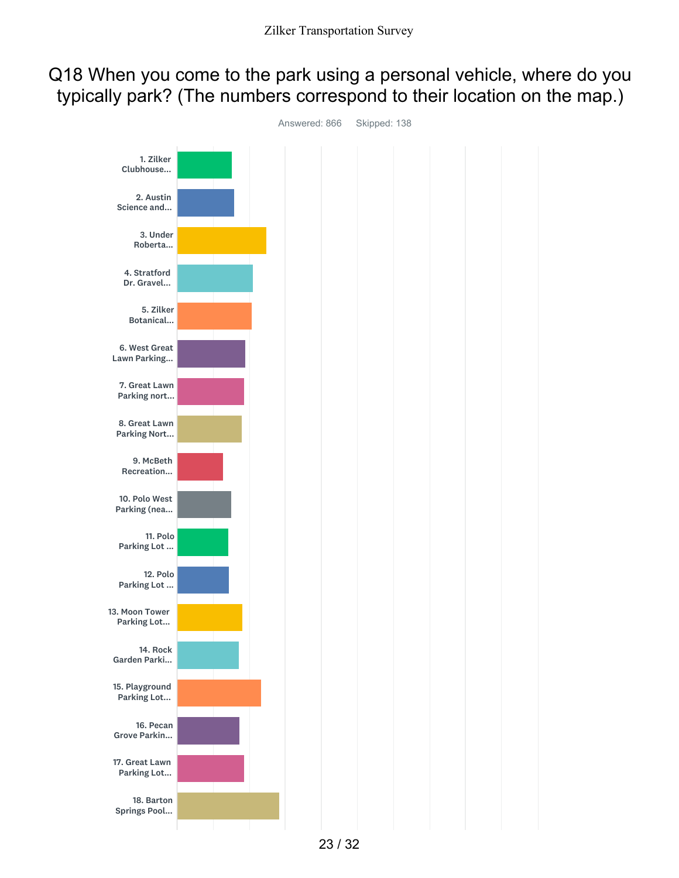# Q18 When you come to the park using a personal vehicle, where do you typically park? (The numbers correspond to their location on the map.)

Answered: 866 Skipped: 138

- 1. Zilker Clubhouse...
- 2. Austin Science and...
- 3. Under Roberta...
- 4. Stratford Dr. Gravel...
- 5. Zilker Botanical...
- 6. West Great Lawn Parking...
- 7. Great Lawn Parking nort...
- 8. Great Lawn Parking Nort...
- 9. McBeth Recreation...
- 10. Polo West Parking (nea...
- 11. Polo Parking Lot ...
- 12. Polo Parking Lot ...
- 13. Moon Tower Parking Lot...
- 14. Rock Garden Parki...
- 15. Playground Parking Lot...
- 16. Pecan Grove Parkin...
- 17. Great Lawn Parking Lot...
- 18. Barton Springs Pool...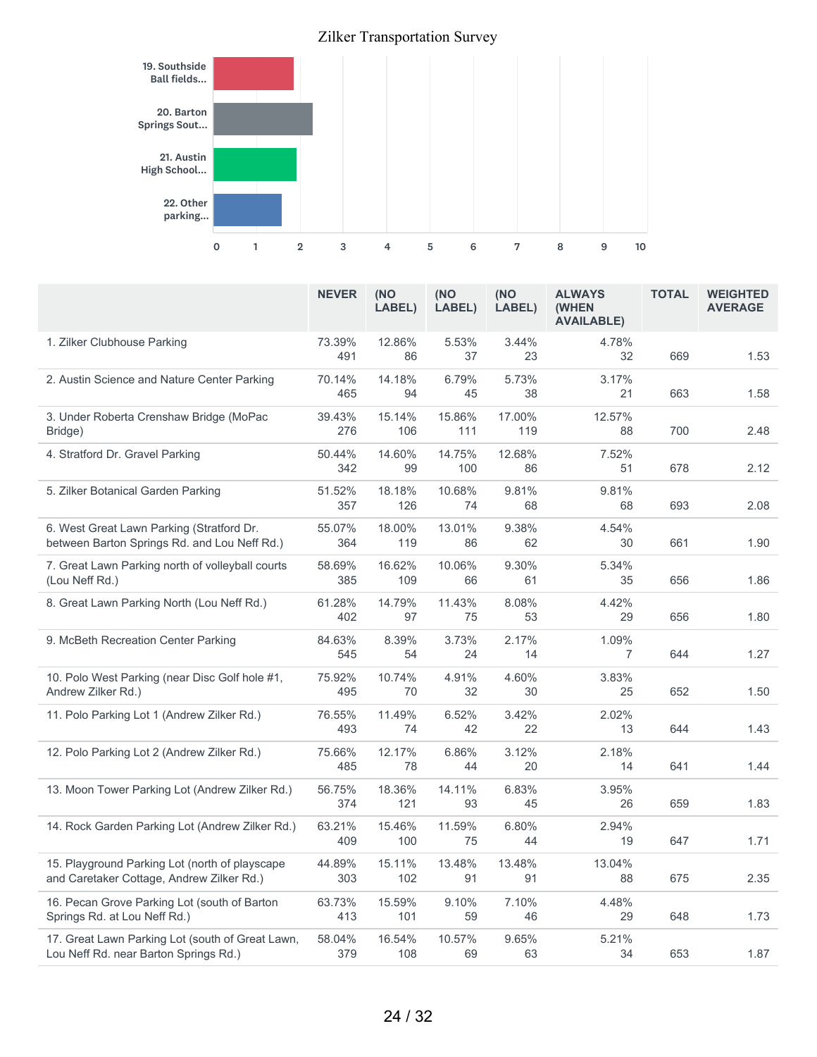Zilker Transportation Survey

| | Value |
|---|---|
| 19. Southside Ball fields... | |
| 20. Barton Springs Sout... | |
| 21. Austin High School... | |
| 22. Other parking... | |

| | NEVER | (NO LABEL) | (NO LABEL) | (NO LABEL) | ALWAYS (WHEN AVAILABLE) | TOTAL | WEIGHTED AVERAGE |
|---|---|---|---|---|---|---|---|
| 1. Zilker Clubhouse Parking | 73.39% 491 | 12.86% 86 | 5.53% 37 | 3.44% 23 | 4.78% 32 | 669 | 1.53 |
| 2. Austin Science and Nature Center Parking | 70.14% 465 | 14.18% 94 | 6.79% 45 | 5.73% 38 | 3.17% 21 | 663 | 1.58 |
| 3. Under Roberta Crenshaw Bridge (MoPac Bridge) | 39.43% 276 | 15.14% 106 | 15.86% 111 | 17.00% 119 | 12.57% 88 | 700 | 2.48 |
| 4. Stratford Dr. Gravel Parking | 50.44% 342 | 14.60% 99 | 14.75% 100 | 12.68% 86 | 7.52% 51 | 678 | 2.12 |
| 5. Zilker Botanical Garden Parking | 51.52% 357 | 18.18% 126 | 10.68% 74 | 9.81% 68 | 9.81% 68 | 693 | 2.08 |
| 6. West Great Lawn Parking (Stratford Dr. between Barton Springs Rd. and Lou Neff Rd.) | 55.07% 364 | 18.00% 119 | 13.01% 86 | 9.38% 62 | 4.54% 30 | 661 | 1.90 |
| 7. Great Lawn Parking north of volleyball courts (Lou Neff Rd.) | 58.69% 385 | 16.62% 109 | 10.06% 66 | 9.30% 61 | 5.34% 35 | 656 | 1.86 |
| 8. Great Lawn Parking North (Lou Neff Rd.) | 61.28% 402 | 14.79% 97 | 11.43% 75 | 8.08% 53 | 4.42% 29 | 656 | 1.80 |
| 9. McBeth Recreation Center Parking | 84.63% 545 | 8.39% 54 | 3.73% 24 | 2.17% 14 | 1.09% 7 | 644 | 1.27 |
| 10. Polo West Parking (near Disc Golf hole #1, Andrew Zilker Rd.) | 75.92% 495 | 10.74% 70 | 4.91% 32 | 4.60% 30 | 3.83% 25 | 652 | 1.50 |
| 11. Polo Parking Lot 1 (Andrew Zilker Rd.) | 76.55% 493 | 11.49% 74 | 6.52% 42 | 3.42% 22 | 2.02% 13 | 644 | 1.43 |
| 12. Polo Parking Lot 2 (Andrew Zilker Rd.) | 75.66% 485 | 12.17% 78 | 6.86% 44 | 3.12% 20 | 2.18% 14 | 641 | 1.44 |
| 13. Moon Tower Parking Lot (Andrew Zilker Rd.) | 56.75% 374 | 18.36% 121 | 14.11% 93 | 6.83% 45 | 3.95% 26 | 659 | 1.83 |
| 14. Rock Garden Parking Lot (Andrew Zilker Rd.) | 63.21% 409 | 15.46% 100 | 11.59% 75 | 6.80% 44 | 2.94% 19 | 647 | 1.71 |
| 15. Playground Parking Lot (north of playscape and Caretaker Cottage, Andrew Zilker Rd.) | 44.89% 303 | 15.11% 102 | 13.48% 91 | 13.48% 91 | 13.04% 88 | 675 | 2.35 |
| 16. Pecan Grove Parking Lot (south of Barton Springs Rd. at Lou Neff Rd.) | 63.73% 413 | 15.59% 101 | 9.10% 59 | 7.10% 46 | 4.48% 29 | 648 | 1.73 |
| 17. Great Lawn Parking Lot (south of Great Lawn, Lou Neff Rd. near Barton Springs Rd.) | 58.04% 379 | 16.54% 108 | 10.57% 69 | 9.65% 63 | 5.21% 34 | 653 | 1.87 |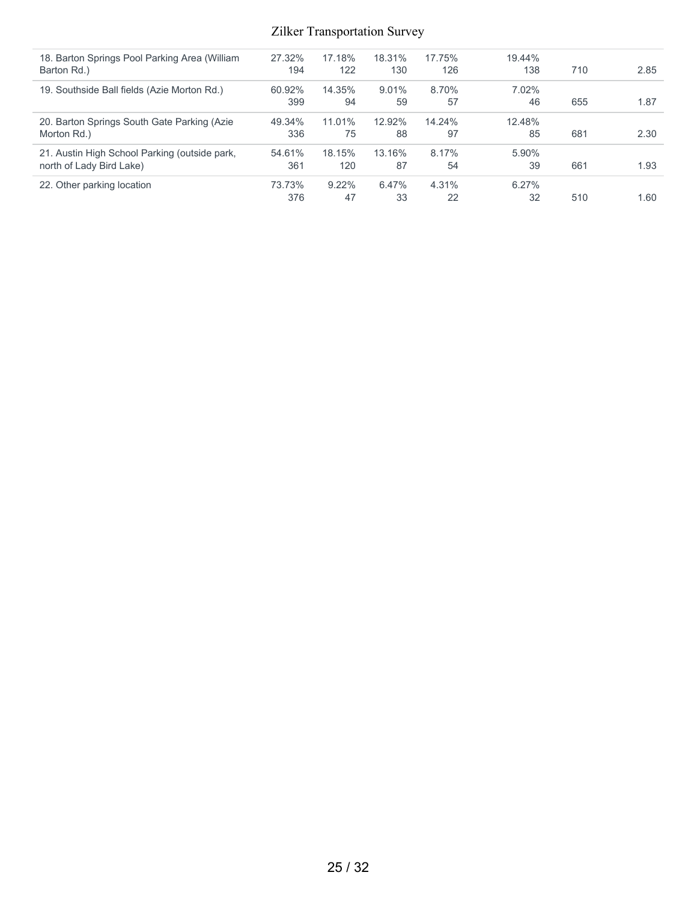| | | | | | | | |
|---|---|---|---|---|---|---|---|
| 18. Barton Springs Pool Parking Area (William Barton Rd.) | 27.32%<br>194 | 17.18%<br>122 | 18.31%<br>130 | 17.75%<br>126 | 19.44%<br>138 | 710 | 2.85 |
| 19. Southside Ball fields (Azie Morton Rd.) | 60.92%<br>399 | 14.35%<br>94 | 9.01%<br>59 | 8.70%<br>57 | 7.02%<br>46 | 655 | 1.87 |
| 20. Barton Springs South Gate Parking (Azie Morton Rd.) | 49.34%<br>336 | 11.01%<br>75 | 12.92%<br>88 | 14.24%<br>97 | 12.48%<br>85 | 681 | 2.30 |
| 21. Austin High School Parking (outside park, north of Lady Bird Lake) | 54.61%<br>361 | 18.15%<br>120 | 13.16%<br>87 | 8.17%<br>54 | 5.90%<br>39 | 661 | 1.93 |
| 22. Other parking location | 73.73%<br>376 | 9.22%<br>47 | 6.47%<br>33 | 4.31%<br>22 | 6.27%<br>32 | 510 | 1.60 |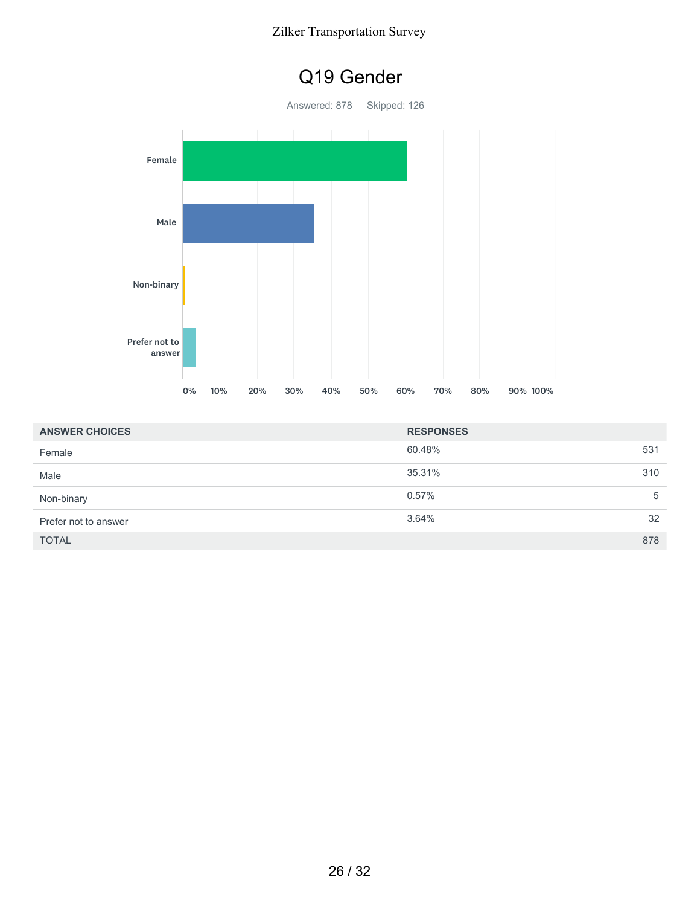# Q19 Gender

Answered: 878 Skipped: 126

| ANSWER CHOICES | RESPONSES | |
|---|---|---|
| Female | 60.48% | 531 |
| Male | 35.31% | 310 |
| Non-binary | 0.57% | 5 |
| Prefer not to answer | 3.64% | 32 |
| TOTAL | | 878 |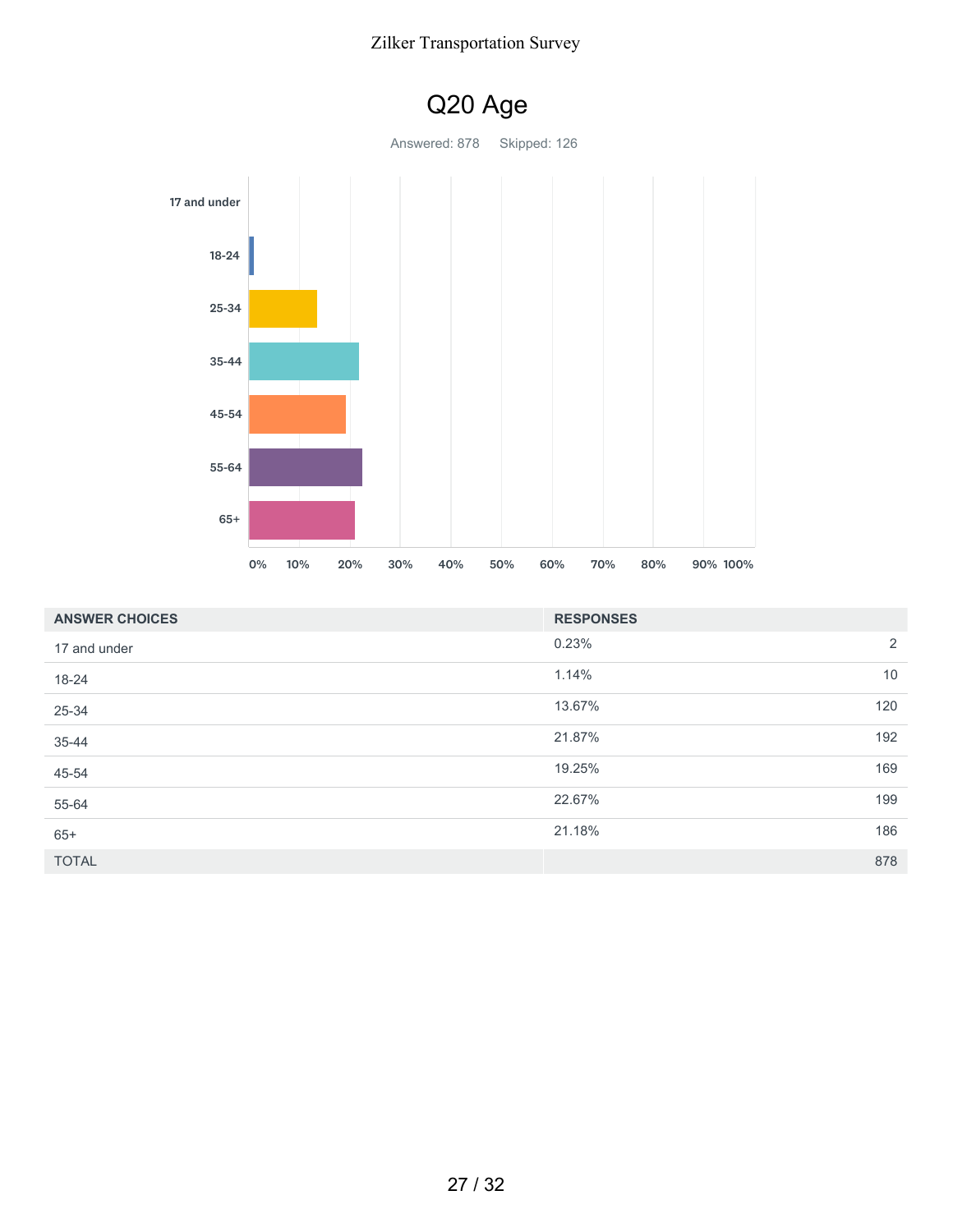# Q20 Age

Answered: 878 Skipped: 126

| ANSWER CHOICES | RESPONSES | |
|---|---|---|
| 17 and under | 0.23% | 2 |
| 18-24 | 1.14% | 10 |
| 25-34 | 13.67% | 120 |
| 35-44 | 21.87% | 192 |
| 45-54 | 19.25% | 169 |
| 55-64 | 22.67% | 199 |
| 65+ | 21.18% | 186 |
| TOTAL | | 878 |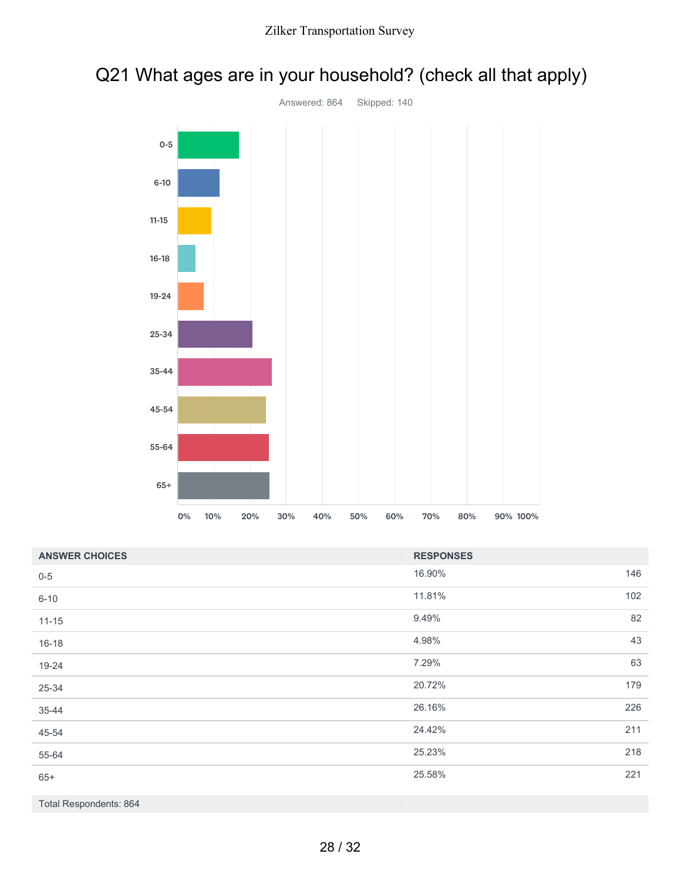# Q21 What ages are in your household? (check all that apply)

Answered: 864    Skipped: 140

| ANSWER CHOICES | RESPONSES | |
|---|---|---|
| 0-5 | 16.90% | 146 |
| 6-10 | 11.81% | 102 |
| 11-15 | 9.49% | 82 |
| 16-18 | 4.98% | 43 |
| 19-24 | 7.29% | 63 |
| 25-34 | 20.72% | 179 |
| 35-44 | 26.16% | 226 |
| 45-54 | 24.42% | 211 |
| 55-64 | 25.23% | 218 |
| 65+ | 25.58% | 221 |
| Total Respondents: 864 | | |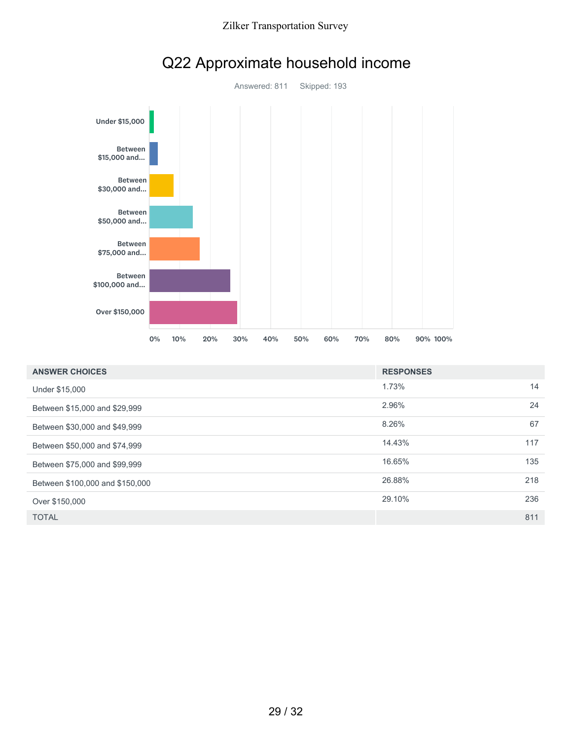# Q22 Approximate household income

Answered: 811  Skipped: 193

| ANSWER CHOICES | RESPONSES | |
|---|---|---|
| Under $15,000 | 1.73% | 14 |
| Between $15,000 and $29,999 | 2.96% | 24 |
| Between $30,000 and $49,999 | 8.26% | 67 |
| Between $50,000 and $74,999 | 14.43% | 117 |
| Between $75,000 and $99,999 | 16.65% | 135 |
| Between $100,000 and $150,000 | 26.88% | 218 |
| Over $150,000 | 29.10% | 236 |
| TOTAL | | 811 |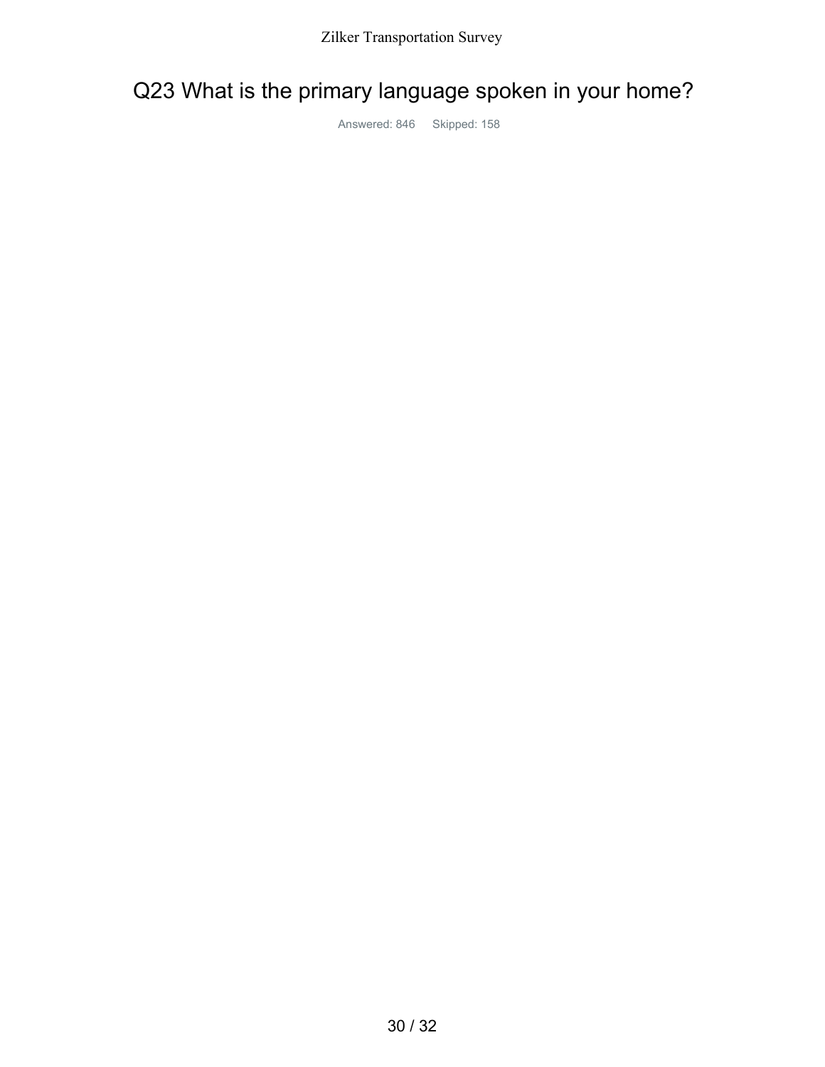# Q23 What is the primary language spoken in your home?

Answered: 846 Skipped: 158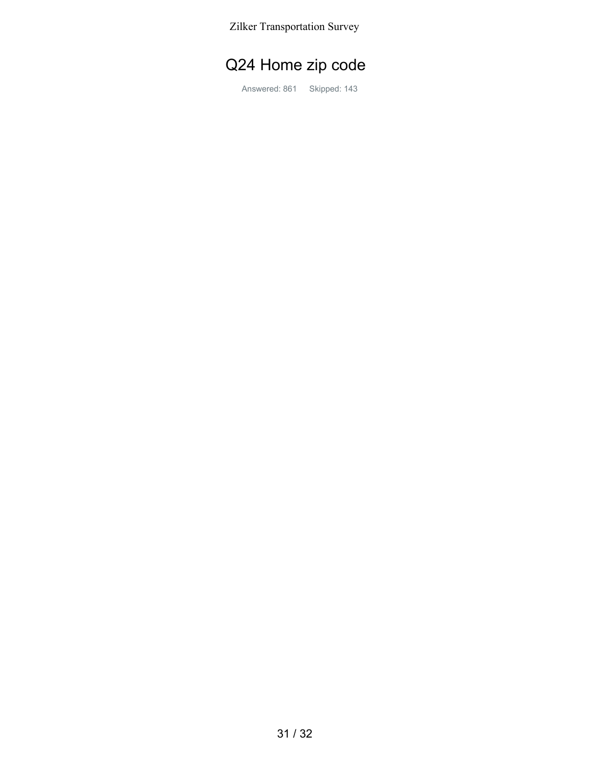# Q24 Home zip code

Answered: 861 Skipped: 143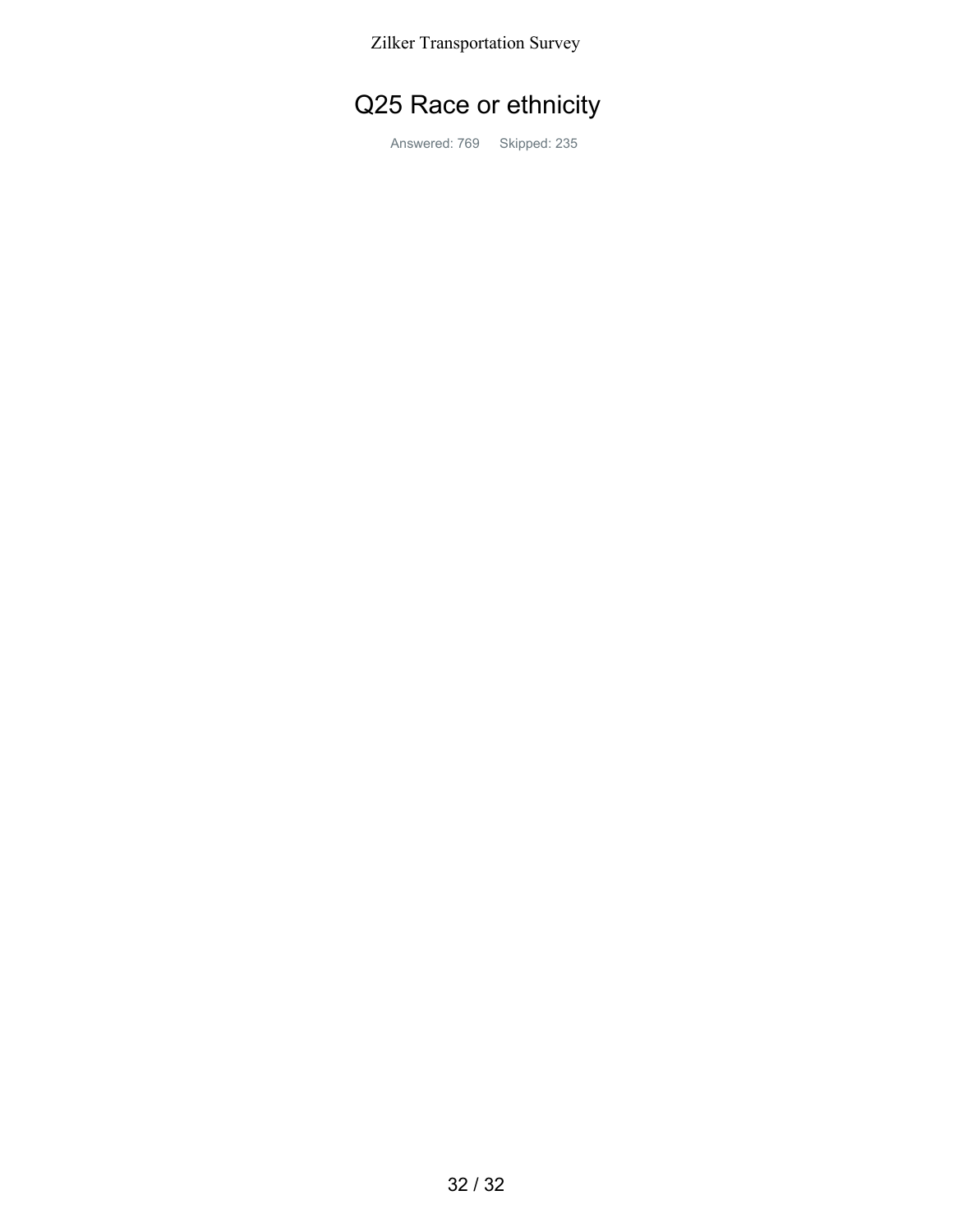# Q25 Race or ethnicity

Answered: 769 Skipped: 235